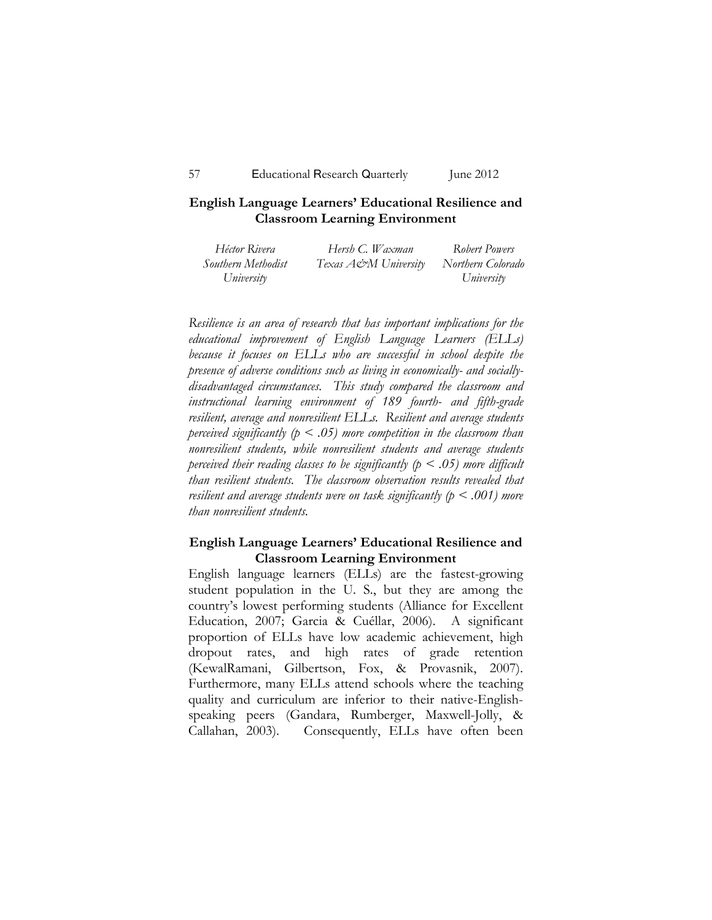# English Language Learners' Educational Resilience and Classroom Learning Environment

*Héctor Rivera*
*Southern Methodist University*

*Hersh C. Waxman*
*Texas A&M University*

*Robert Powers*
*Northern Colorado University*

*Resilience is an area of research that has important implications for the educational improvement of English Language Learners (ELLs) because it focuses on ELLs who are successful in school despite the presence of adverse conditions such as living in economically- and socially-disadvantaged circumstances. This study compared the classroom and instructional learning environment of 189 fourth- and fifth-grade resilient, average and nonresilient ELLs. Resilient and average students perceived significantly ($p < .05$) more competition in the classroom than nonresilient students, while nonresilient students and average students perceived their reading classes to be significantly ($p < .05$) more difficult than resilient students. The classroom observation results revealed that resilient and average students were on task significantly ($p < .001$) more than nonresilient students.*

## English Language Learners' Educational Resilience and Classroom Learning Environment

English language learners (ELLs) are the fastest-growing student population in the U. S., but they are among the country's lowest performing students (Alliance for Excellent Education, 2007; Garcia & Cuéllar, 2006). A significant proportion of ELLs have low academic achievement, high dropout rates, and high rates of grade retention (KewalRamani, Gilbertson, Fox, & Provasnik, 2007). Furthermore, many ELLs attend schools where the teaching quality and curriculum are inferior to their native-English-speaking peers (Gandara, Rumberger, Maxwell-Jolly, & Callahan, 2003). Consequently, ELLs have often been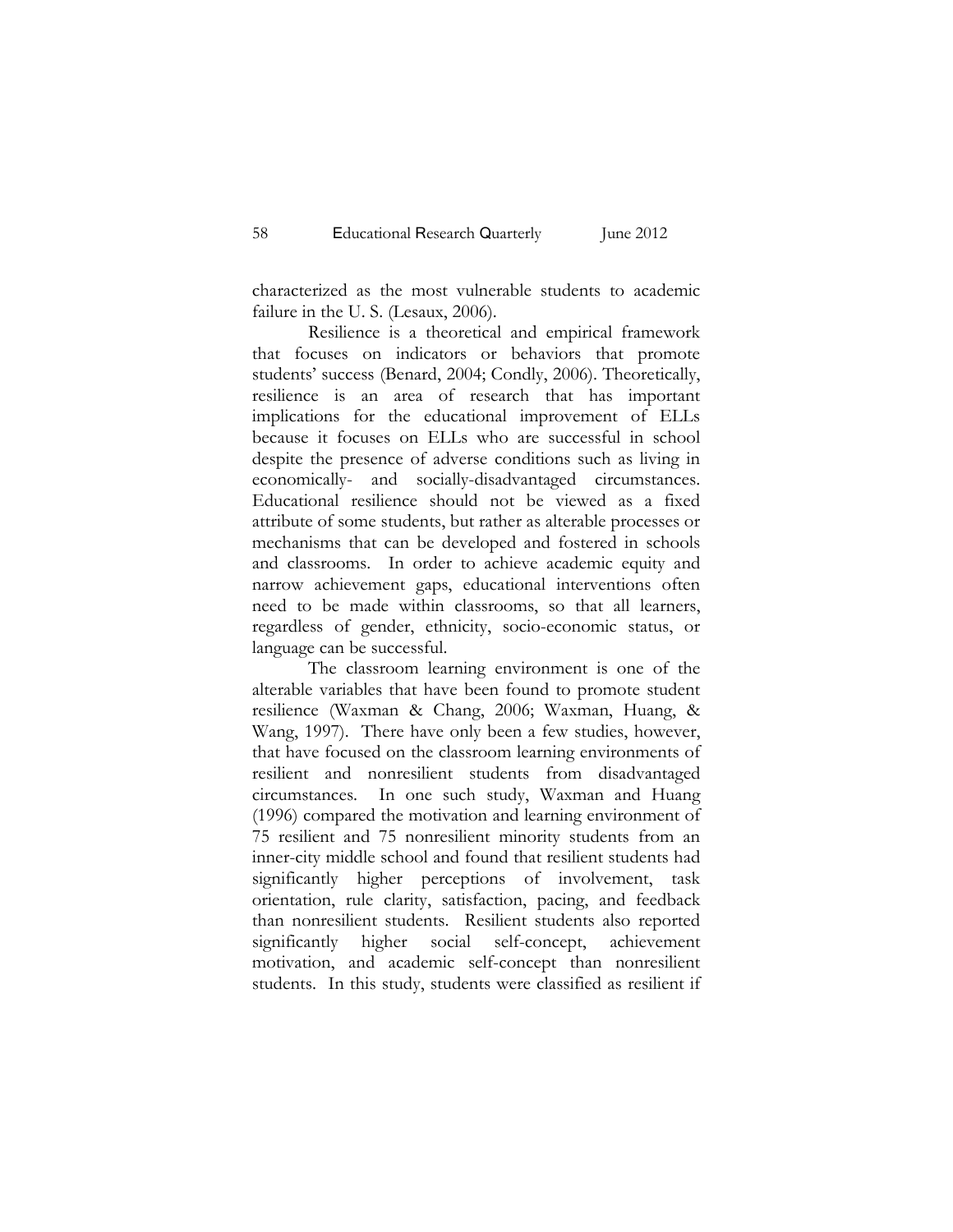characterized as the most vulnerable students to academic failure in the U. S. (Lesaux, 2006).

Resilience is a theoretical and empirical framework that focuses on indicators or behaviors that promote students' success (Benard, 2004; Condly, 2006). Theoretically, resilience is an area of research that has important implications for the educational improvement of ELLs because it focuses on ELLs who are successful in school despite the presence of adverse conditions such as living in economically- and socially-disadvantaged circumstances. Educational resilience should not be viewed as a fixed attribute of some students, but rather as alterable processes or mechanisms that can be developed and fostered in schools and classrooms. In order to achieve academic equity and narrow achievement gaps, educational interventions often need to be made within classrooms, so that all learners, regardless of gender, ethnicity, socio-economic status, or language can be successful.

The classroom learning environment is one of the alterable variables that have been found to promote student resilience (Waxman & Chang, 2006; Waxman, Huang, & Wang, 1997). There have only been a few studies, however, that have focused on the classroom learning environments of resilient and nonresilient students from disadvantaged circumstances. In one such study, Waxman and Huang (1996) compared the motivation and learning environment of 75 resilient and 75 nonresilient minority students from an inner-city middle school and found that resilient students had significantly higher perceptions of involvement, task orientation, rule clarity, satisfaction, pacing, and feedback than nonresilient students. Resilient students also reported significantly higher social self-concept, achievement motivation, and academic self-concept than nonresilient students. In this study, students were classified as resilient if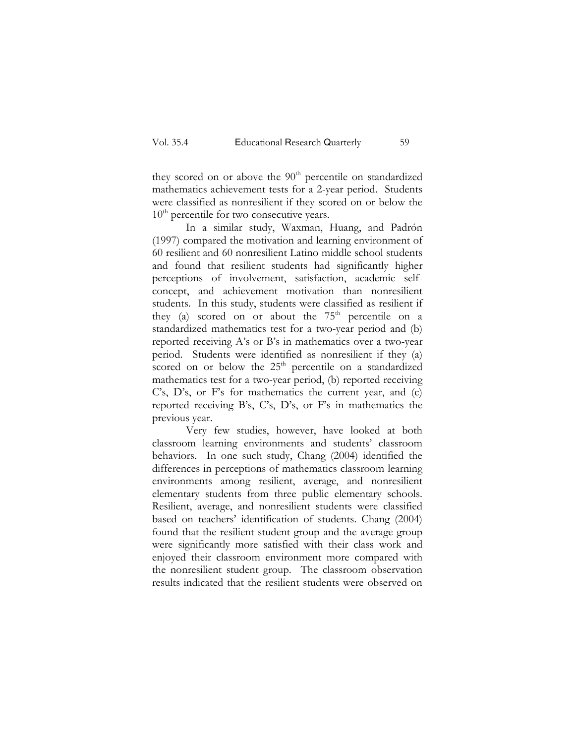they scored on or above the 90th percentile on standardized mathematics achievement tests for a 2-year period. Students were classified as nonresilient if they scored on or below the 10th percentile for two consecutive years.

In a similar study, Waxman, Huang, and Padrón (1997) compared the motivation and learning environment of 60 resilient and 60 nonresilient Latino middle school students and found that resilient students had significantly higher perceptions of involvement, satisfaction, academic self-concept, and achievement motivation than nonresilient students. In this study, students were classified as resilient if they (a) scored on or about the 75th percentile on a standardized mathematics test for a two-year period and (b) reported receiving A's or B's in mathematics over a two-year period. Students were identified as nonresilient if they (a) scored on or below the 25th percentile on a standardized mathematics test for a two-year period, (b) reported receiving C's, D's, or F's for mathematics the current year, and (c) reported receiving B's, C's, D's, or F's in mathematics the previous year.

Very few studies, however, have looked at both classroom learning environments and students' classroom behaviors. In one such study, Chang (2004) identified the differences in perceptions of mathematics classroom learning environments among resilient, average, and nonresilient elementary students from three public elementary schools. Resilient, average, and nonresilient students were classified based on teachers' identification of students. Chang (2004) found that the resilient student group and the average group were significantly more satisfied with their class work and enjoyed their classroom environment more compared with the nonresilient student group. The classroom observation results indicated that the resilient students were observed on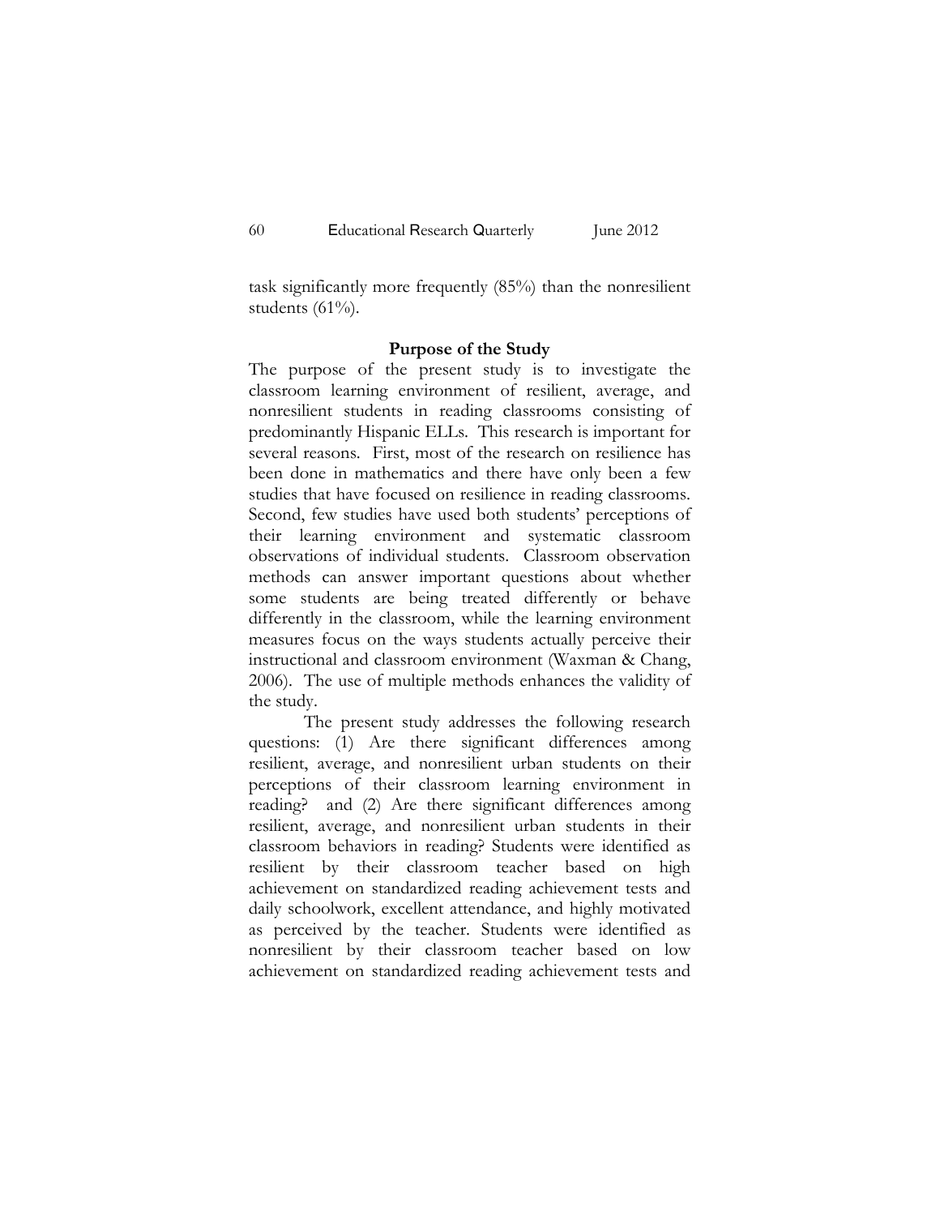task significantly more frequently (85%) than the nonresilient students (61%).

## Purpose of the Study

The purpose of the present study is to investigate the classroom learning environment of resilient, average, and nonresilient students in reading classrooms consisting of predominantly Hispanic ELLs. This research is important for several reasons. First, most of the research on resilience has been done in mathematics and there have only been a few studies that have focused on resilience in reading classrooms. Second, few studies have used both students' perceptions of their learning environment and systematic classroom observations of individual students. Classroom observation methods can answer important questions about whether some students are being treated differently or behave differently in the classroom, while the learning environment measures focus on the ways students actually perceive their instructional and classroom environment (Waxman & Chang, 2006). The use of multiple methods enhances the validity of the study.

The present study addresses the following research questions: (1) Are there significant differences among resilient, average, and nonresilient urban students on their perceptions of their classroom learning environment in reading? and (2) Are there significant differences among resilient, average, and nonresilient urban students in their classroom behaviors in reading? Students were identified as resilient by their classroom teacher based on high achievement on standardized reading achievement tests and daily schoolwork, excellent attendance, and highly motivated as perceived by the teacher. Students were identified as nonresilient by their classroom teacher based on low achievement on standardized reading achievement tests and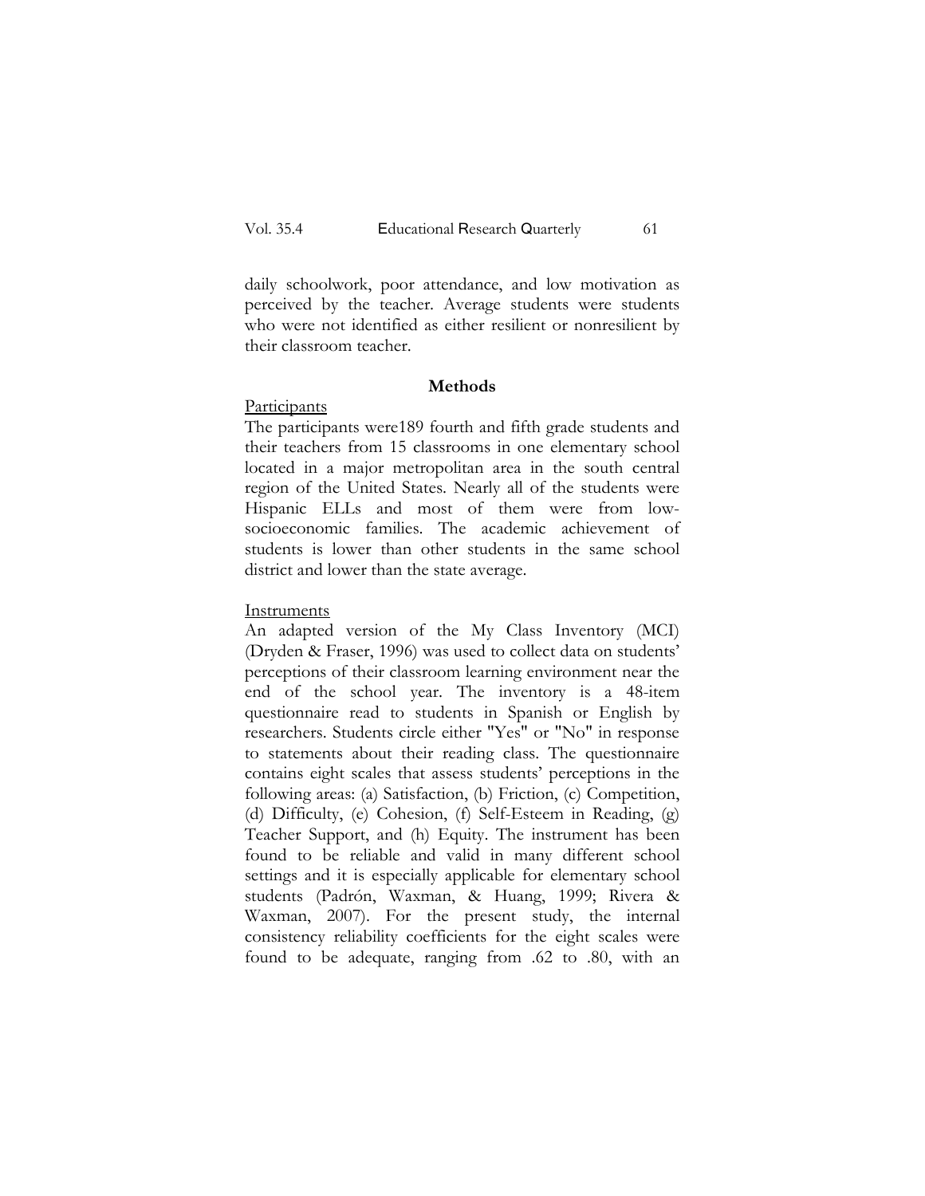daily schoolwork, poor attendance, and low motivation as perceived by the teacher. Average students were students who were not identified as either resilient or nonresilient by their classroom teacher.

## Methods

Participants

The participants were189 fourth and fifth grade students and their teachers from 15 classrooms in one elementary school located in a major metropolitan area in the south central region of the United States. Nearly all of the students were Hispanic ELLs and most of them were from low-socioeconomic families. The academic achievement of students is lower than other students in the same school district and lower than the state average.

Instruments

An adapted version of the My Class Inventory (MCI) (Dryden & Fraser, 1996) was used to collect data on students' perceptions of their classroom learning environment near the end of the school year. The inventory is a 48-item questionnaire read to students in Spanish or English by researchers. Students circle either "Yes" or "No" in response to statements about their reading class. The questionnaire contains eight scales that assess students' perceptions in the following areas: (a) Satisfaction, (b) Friction, (c) Competition, (d) Difficulty, (e) Cohesion, (f) Self-Esteem in Reading, (g) Teacher Support, and (h) Equity. The instrument has been found to be reliable and valid in many different school settings and it is especially applicable for elementary school students (Padrón, Waxman, & Huang, 1999; Rivera & Waxman, 2007). For the present study, the internal consistency reliability coefficients for the eight scales were found to be adequate, ranging from .62 to .80, with an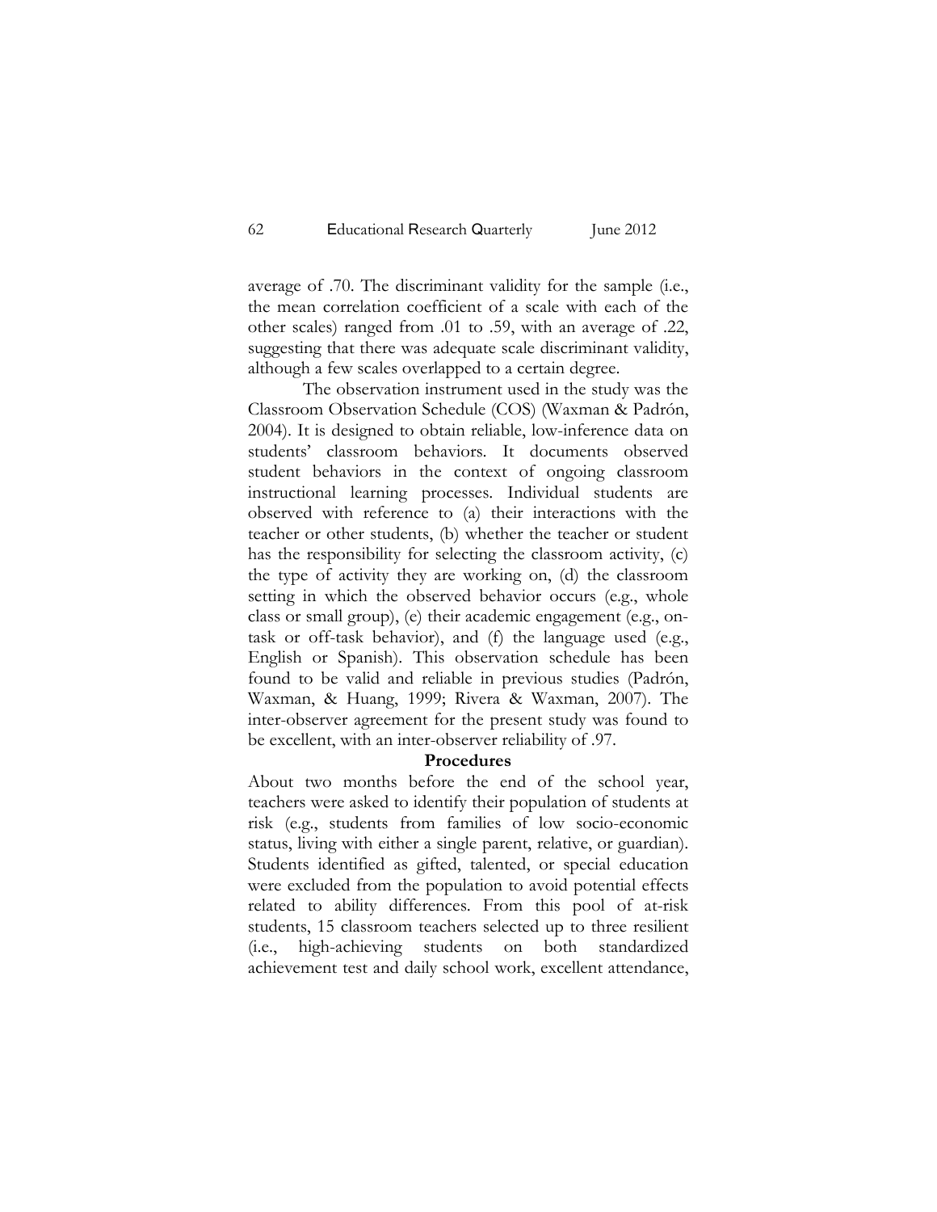average of .70. The discriminant validity for the sample (i.e., the mean correlation coefficient of a scale with each of the other scales) ranged from .01 to .59, with an average of .22, suggesting that there was adequate scale discriminant validity, although a few scales overlapped to a certain degree.

The observation instrument used in the study was the Classroom Observation Schedule (COS) (Waxman & Padrón, 2004). It is designed to obtain reliable, low-inference data on students' classroom behaviors. It documents observed student behaviors in the context of ongoing classroom instructional learning processes. Individual students are observed with reference to (a) their interactions with the teacher or other students, (b) whether the teacher or student has the responsibility for selecting the classroom activity, (c) the type of activity they are working on, (d) the classroom setting in which the observed behavior occurs (e.g., whole class or small group), (e) their academic engagement (e.g., on-task or off-task behavior), and (f) the language used (e.g., English or Spanish). This observation schedule has been found to be valid and reliable in previous studies (Padrón, Waxman, & Huang, 1999; Rivera & Waxman, 2007). The inter-observer agreement for the present study was found to be excellent, with an inter-observer reliability of .97.

### Procedures

About two months before the end of the school year, teachers were asked to identify their population of students at risk (e.g., students from families of low socio-economic status, living with either a single parent, relative, or guardian). Students identified as gifted, talented, or special education were excluded from the population to avoid potential effects related to ability differences. From this pool of at-risk students, 15 classroom teachers selected up to three resilient (i.e., high-achieving students on both standardized achievement test and daily school work, excellent attendance,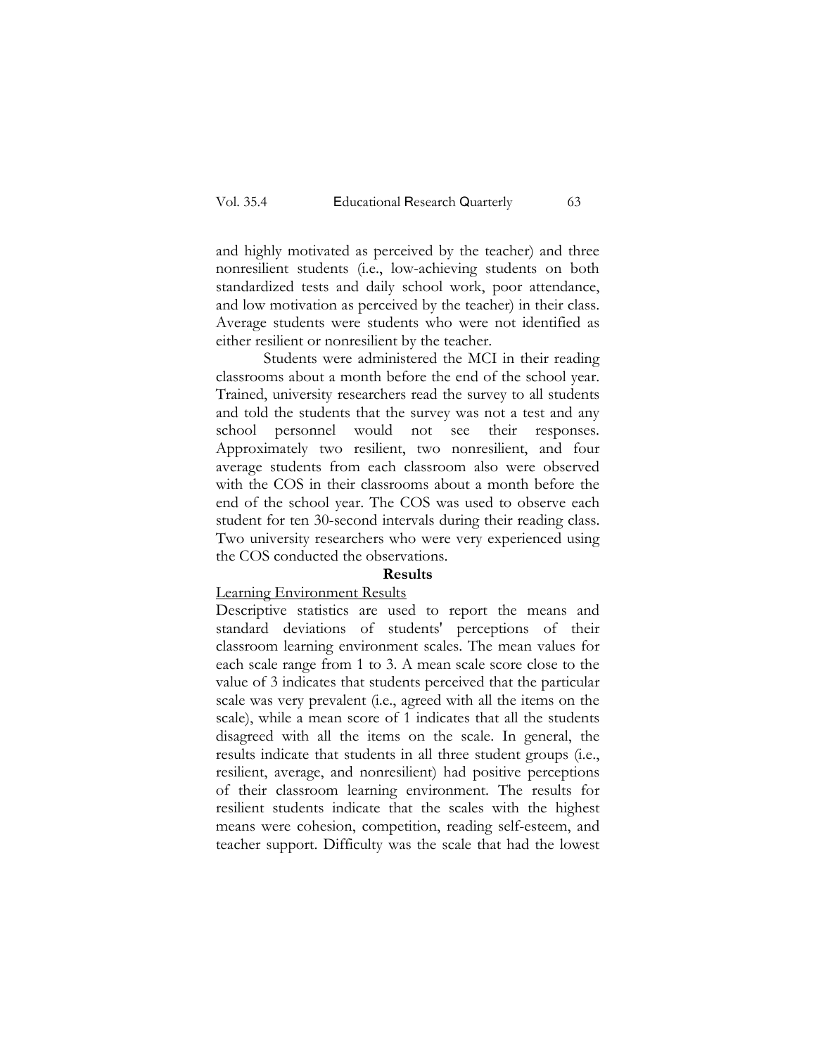and highly motivated as perceived by the teacher) and three nonresilient students (i.e., low-achieving students on both standardized tests and daily school work, poor attendance, and low motivation as perceived by the teacher) in their class. Average students were students who were not identified as either resilient or nonresilient by the teacher.

Students were administered the MCI in their reading classrooms about a month before the end of the school year. Trained, university researchers read the survey to all students and told the students that the survey was not a test and any school personnel would not see their responses. Approximately two resilient, two nonresilient, and four average students from each classroom also were observed with the COS in their classrooms about a month before the end of the school year. The COS was used to observe each student for ten 30-second intervals during their reading class. Two university researchers who were very experienced using the COS conducted the observations.

## Results

Learning Environment Results

Descriptive statistics are used to report the means and standard deviations of students' perceptions of their classroom learning environment scales. The mean values for each scale range from 1 to 3. A mean scale score close to the value of 3 indicates that students perceived that the particular scale was very prevalent (i.e., agreed with all the items on the scale), while a mean score of 1 indicates that all the students disagreed with all the items on the scale. In general, the results indicate that students in all three student groups (i.e., resilient, average, and nonresilient) had positive perceptions of their classroom learning environment. The results for resilient students indicate that the scales with the highest means were cohesion, competition, reading self-esteem, and teacher support. Difficulty was the scale that had the lowest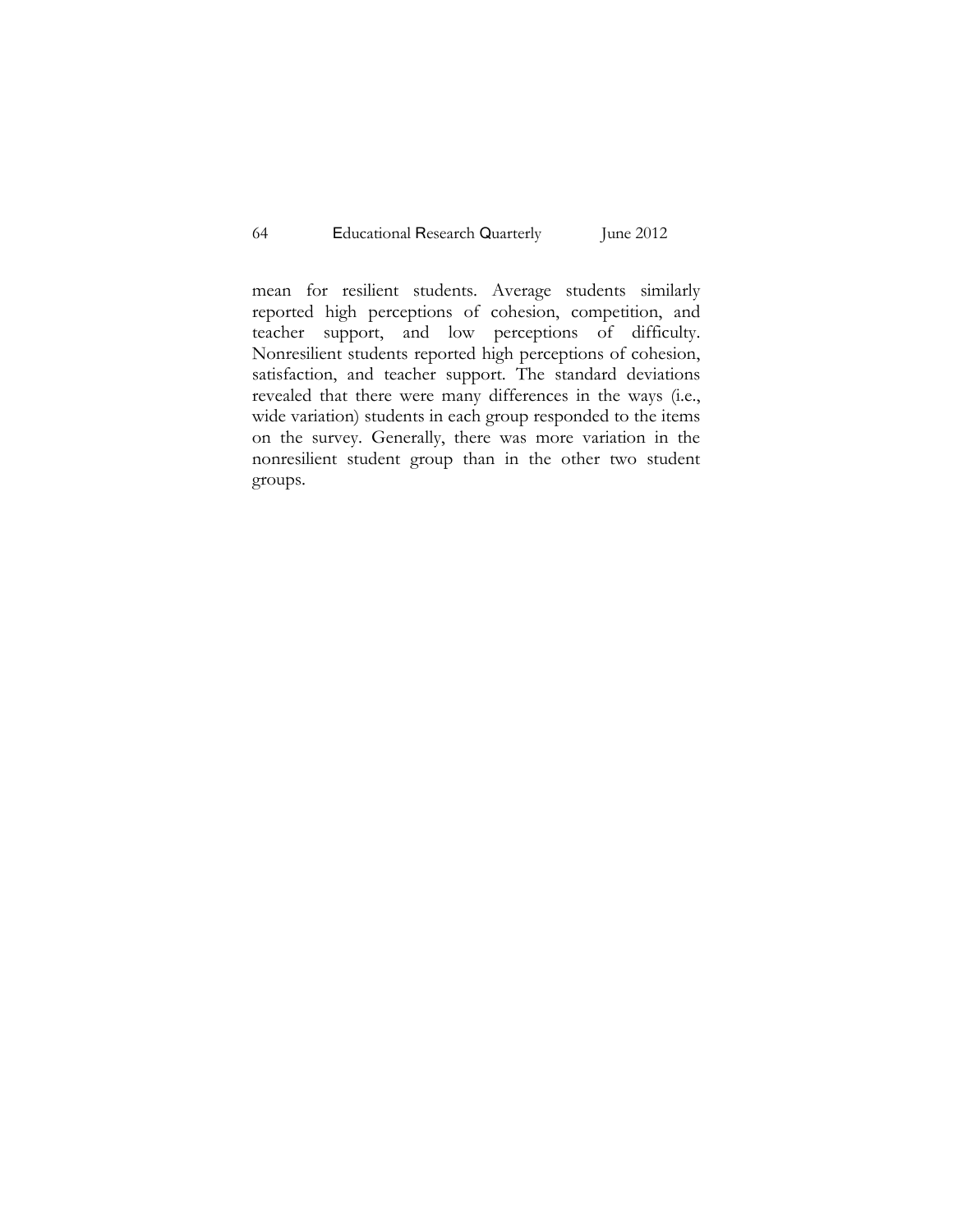mean for resilient students. Average students similarly reported high perceptions of cohesion, competition, and teacher support, and low perceptions of difficulty. Nonresilient students reported high perceptions of cohesion, satisfaction, and teacher support. The standard deviations revealed that there were many differences in the ways (i.e., wide variation) students in each group responded to the items on the survey. Generally, there was more variation in the nonresilient student group than in the other two student groups.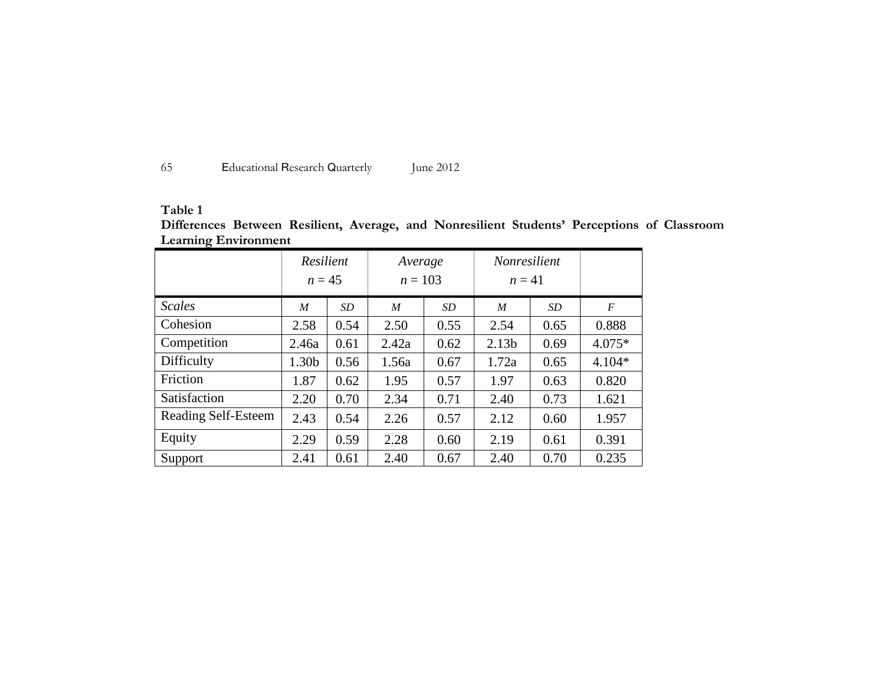**Table 1**

**Differences Between Resilient, Average, and Nonresilient Students' Perceptions of Classroom Learning Environment**

| | *Resilient* $n = 45$ | | *Average* $n = 103$ | | *Nonresilient* $n = 41$ | | |
|---|---|---|---|---|---|---|---|
| *Scales* | *M* | *SD* | *M* | *SD* | *M* | *SD* | *F* |
| Cohesion | 2.58 | 0.54 | 2.50 | 0.55 | 2.54 | 0.65 | 0.888 |
| Competition | 2.46a | 0.61 | 2.42a | 0.62 | 2.13b | 0.69 | 4.075* |
| Difficulty | 1.30b | 0.56 | 1.56a | 0.67 | 1.72a | 0.65 | 4.104* |
| Friction | 1.87 | 0.62 | 1.95 | 0.57 | 1.97 | 0.63 | 0.820 |
| Satisfaction | 2.20 | 0.70 | 2.34 | 0.71 | 2.40 | 0.73 | 1.621 |
| Reading Self-Esteem | 2.43 | 0.54 | 2.26 | 0.57 | 2.12 | 0.60 | 1.957 |
| Equity | 2.29 | 0.59 | 2.28 | 0.60 | 2.19 | 0.61 | 0.391 |
| Support | 2.41 | 0.61 | 2.40 | 0.67 | 2.40 | 0.70 | 0.235 |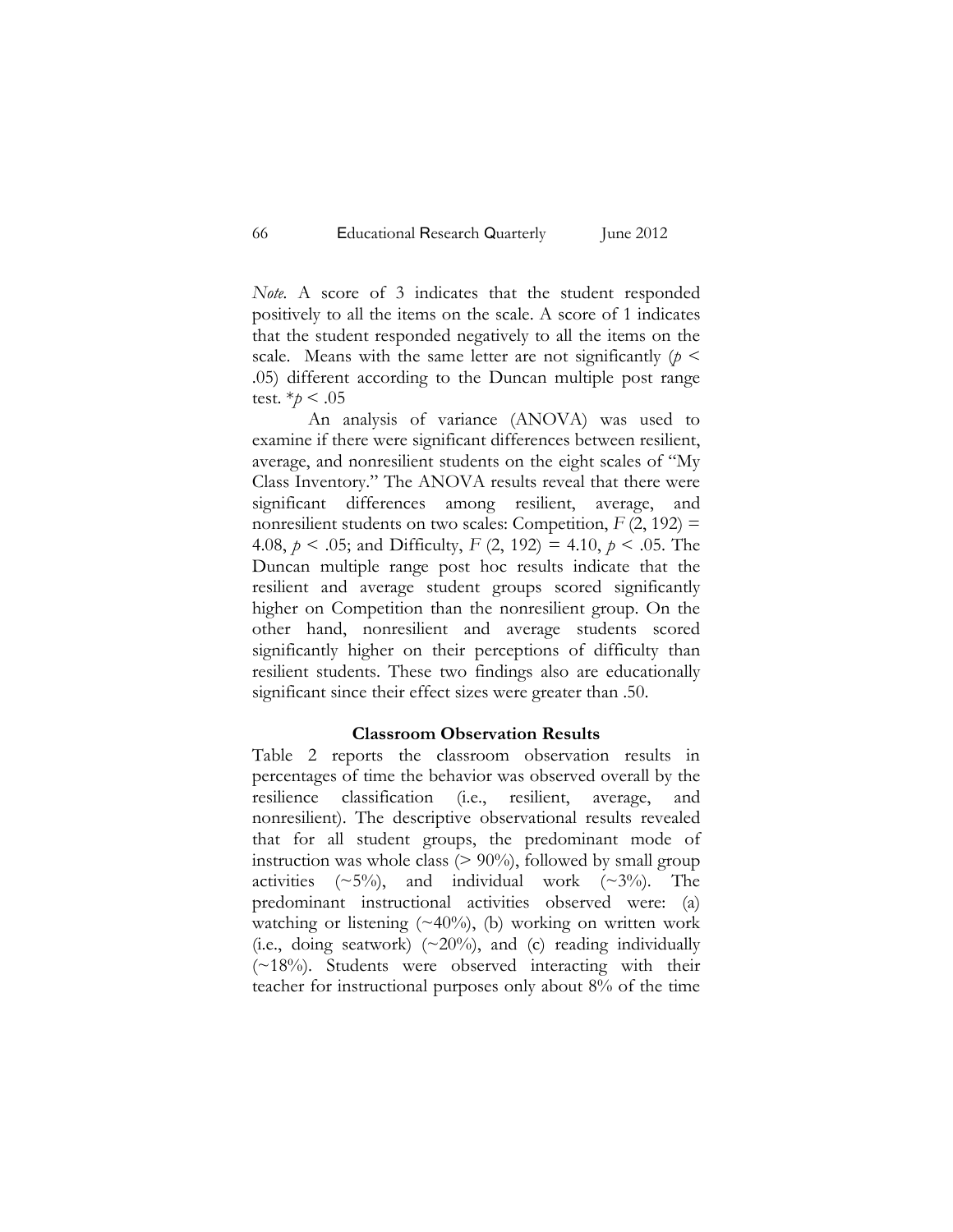*Note.* A score of 3 indicates that the student responded positively to all the items on the scale. A score of 1 indicates that the student responded negatively to all the items on the scale. Means with the same letter are not significantly ($p <$ .05) different according to the Duncan multiple post range test. \*$p < .05$

An analysis of variance (ANOVA) was used to examine if there were significant differences between resilient, average, and nonresilient students on the eight scales of "My Class Inventory." The ANOVA results reveal that there were significant differences among resilient, average, and nonresilient students on two scales: Competition, $F\,(2, 192) = 4.08$, $p < .05$; and Difficulty, $F\,(2, 192) = 4.10$, $p < .05$. The Duncan multiple range post hoc results indicate that the resilient and average student groups scored significantly higher on Competition than the nonresilient group. On the other hand, nonresilient and average students scored significantly higher on their perceptions of difficulty than resilient students. These two findings also are educationally significant since their effect sizes were greater than .50.

## Classroom Observation Results

Table 2 reports the classroom observation results in percentages of time the behavior was observed overall by the resilience classification (i.e., resilient, average, and nonresilient). The descriptive observational results revealed that for all student groups, the predominant mode of instruction was whole class (> 90%), followed by small group activities (~5%), and individual work (~3%). The predominant instructional activities observed were: (a) watching or listening (~40%), (b) working on written work (i.e., doing seatwork) (~20%), and (c) reading individually (~18%). Students were observed interacting with their teacher for instructional purposes only about 8% of the time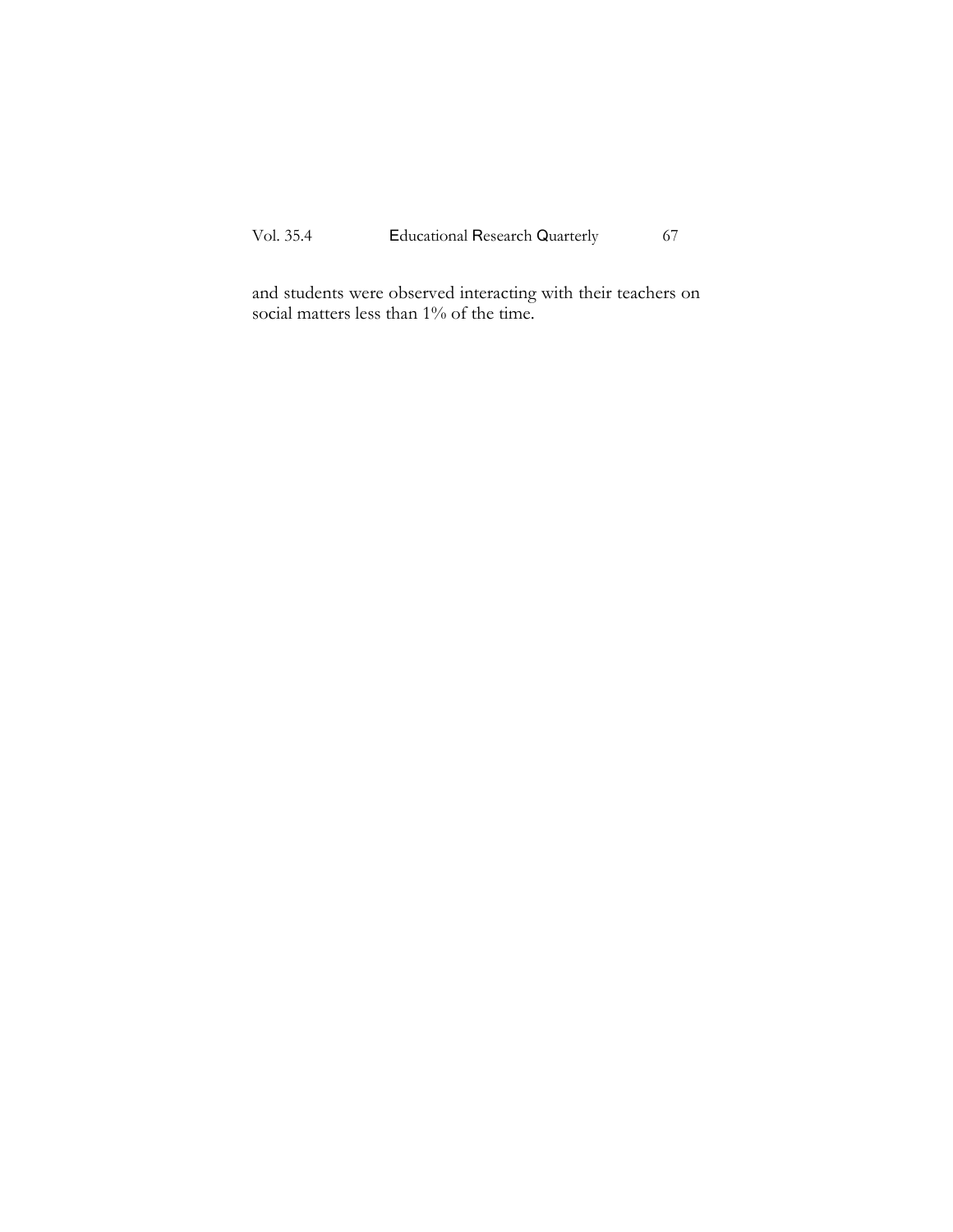and students were observed interacting with their teachers on social matters less than 1% of the time.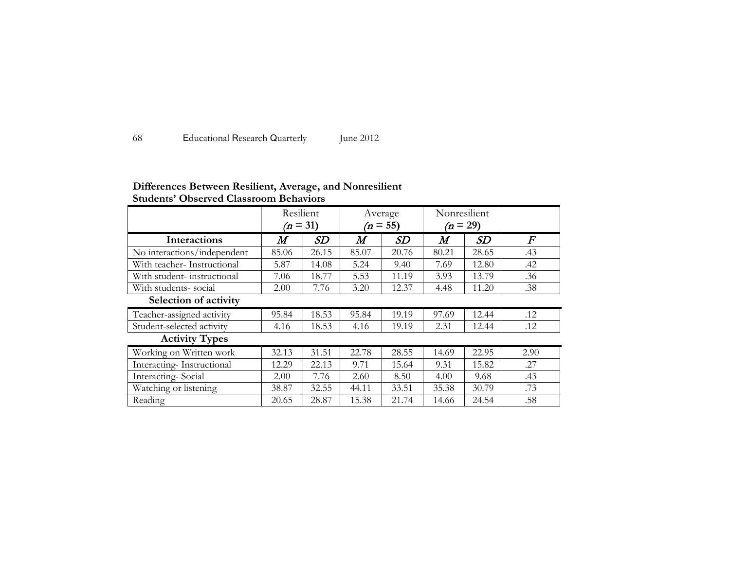**Differences Between Resilient, Average, and Nonresilient Students' Observed Classroom Behaviors**

| | Resilient ($n$ = 31) | | Average ($n$ = 55) | | Nonresilient ($n$ = 29) | | |
|---|---|---|---|---|---|---|---|
| **Interactions** | ***M*** | ***SD*** | ***M*** | ***SD*** | ***M*** | ***SD*** | ***F*** |
| No interactions/independent | 85.06 | 26.15 | 85.07 | 20.76 | 80.21 | 28.65 | .43 |
| With teacher- Instructional | 5.87 | 14.08 | 5.24 | 9.40 | 7.69 | 12.80 | .42 |
| With student- instructional | 7.06 | 18.77 | 5.53 | 11.19 | 3.93 | 13.79 | .36 |
| With students- social | 2.00 | 7.76 | 3.20 | 12.37 | 4.48 | 11.20 | .38 |
| **Selection of activity** | | | | | | | |
| Teacher-assigned activity | 95.84 | 18.53 | 95.84 | 19.19 | 97.69 | 12.44 | .12 |
| Student-selected activity | 4.16 | 18.53 | 4.16 | 19.19 | 2.31 | 12.44 | .12 |
| **Activity Types** | | | | | | | |
| Working on Written work | 32.13 | 31.51 | 22.78 | 28.55 | 14.69 | 22.95 | 2.90 |
| Interacting- Instructional | 12.29 | 22.13 | 9.71 | 15.64 | 9.31 | 15.82 | .27 |
| Interacting- Social | 2.00 | 7.76 | 2.60 | 8.50 | 4.00 | 9.68 | .43 |
| Watching or listening | 38.87 | 32.55 | 44.11 | 33.51 | 35.38 | 30.79 | .73 |
| Reading | 20.65 | 28.87 | 15.38 | 21.74 | 14.66 | 24.54 | .58 |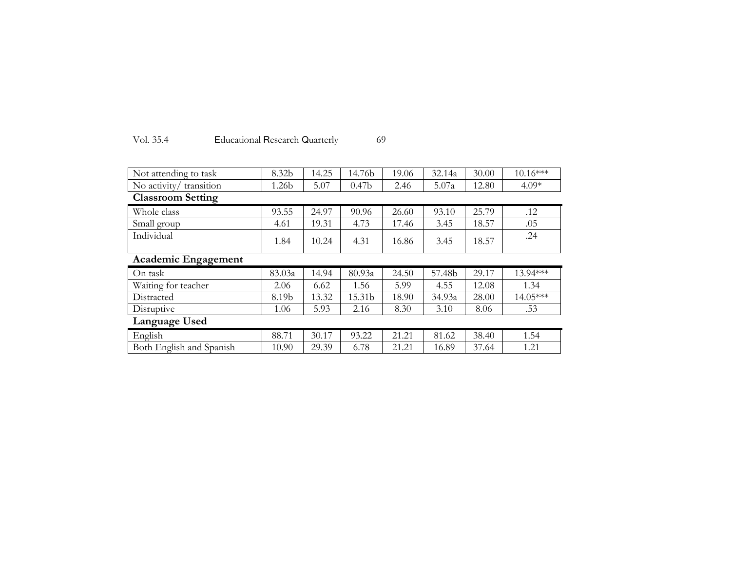| | | | | | | | |
|---|---|---|---|---|---|---|---|
| Not attending to task | 8.32b | 14.25 | 14.76b | 19.06 | 32.14a | 30.00 | 10.16*** |
| No activity/ transition | 1.26b | 5.07 | 0.47b | 2.46 | 5.07a | 12.80 | 4.09* |
| **Classroom Setting** | | | | | | | |
| Whole class | 93.55 | 24.97 | 90.96 | 26.60 | 93.10 | 25.79 | .12 |
| Small group | 4.61 | 19.31 | 4.73 | 17.46 | 3.45 | 18.57 | .05 |
| Individual | 1.84 | 10.24 | 4.31 | 16.86 | 3.45 | 18.57 | .24 |
| **Academic Engagement** | | | | | | | |
| On task | 83.03a | 14.94 | 80.93a | 24.50 | 57.48b | 29.17 | 13.94*** |
| Waiting for teacher | 2.06 | 6.62 | 1.56 | 5.99 | 4.55 | 12.08 | 1.34 |
| Distracted | 8.19b | 13.32 | 15.31b | 18.90 | 34.93a | 28.00 | 14.05*** |
| Disruptive | 1.06 | 5.93 | 2.16 | 8.30 | 3.10 | 8.06 | .53 |
| **Language Used** | | | | | | | |
| English | 88.71 | 30.17 | 93.22 | 21.21 | 81.62 | 38.40 | 1.54 |
| Both English and Spanish | 10.90 | 29.39 | 6.78 | 21.21 | 16.89 | 37.64 | 1.21 |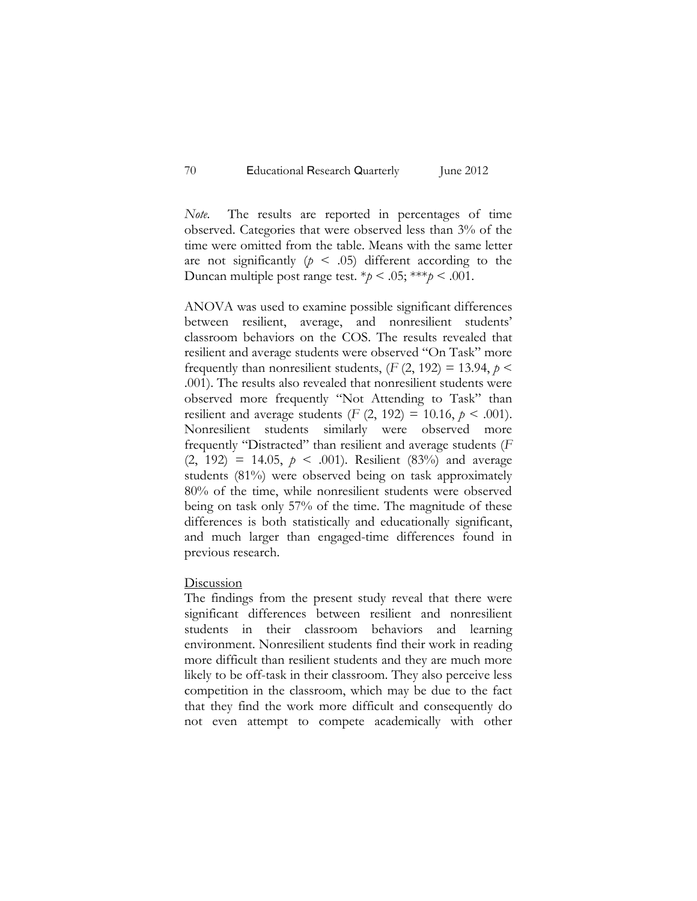*Note.* The results are reported in percentages of time observed. Categories that were observed less than 3% of the time were omitted from the table. Means with the same letter are not significantly ($p$ < .05) different according to the Duncan multiple post range test. *$p$ < .05; ***$p$ < .001.

ANOVA was used to examine possible significant differences between resilient, average, and nonresilient students' classroom behaviors on the COS. The results revealed that resilient and average students were observed "On Task" more frequently than nonresilient students, ($F$ (2, 192) = 13.94, $p$ < .001). The results also revealed that nonresilient students were observed more frequently "Not Attending to Task" than resilient and average students ($F$ (2, 192) = 10.16, $p$ < .001). Nonresilient students similarly were observed more frequently "Distracted" than resilient and average students ($F$ (2, 192) = 14.05, $p$ < .001). Resilient (83%) and average students (81%) were observed being on task approximately 80% of the time, while nonresilient students were observed being on task only 57% of the time. The magnitude of these differences is both statistically and educationally significant, and much larger than engaged-time differences found in previous research.

## Discussion

The findings from the present study reveal that there were significant differences between resilient and nonresilient students in their classroom behaviors and learning environment. Nonresilient students find their work in reading more difficult than resilient students and they are much more likely to be off-task in their classroom. They also perceive less competition in the classroom, which may be due to the fact that they find the work more difficult and consequently do not even attempt to compete academically with other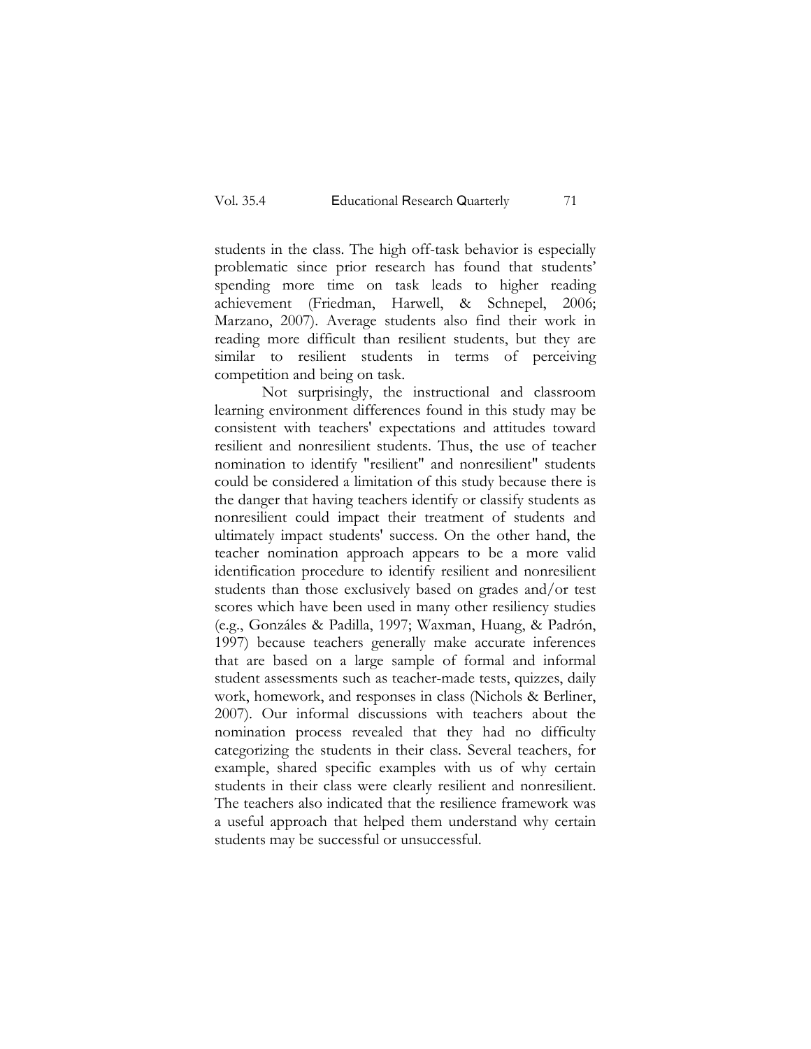students in the class. The high off-task behavior is especially problematic since prior research has found that students' spending more time on task leads to higher reading achievement (Friedman, Harwell, & Schnepel, 2006; Marzano, 2007). Average students also find their work in reading more difficult than resilient students, but they are similar to resilient students in terms of perceiving competition and being on task.

Not surprisingly, the instructional and classroom learning environment differences found in this study may be consistent with teachers' expectations and attitudes toward resilient and nonresilient students. Thus, the use of teacher nomination to identify "resilient" and nonresilient" students could be considered a limitation of this study because there is the danger that having teachers identify or classify students as nonresilient could impact their treatment of students and ultimately impact students' success. On the other hand, the teacher nomination approach appears to be a more valid identification procedure to identify resilient and nonresilient students than those exclusively based on grades and/or test scores which have been used in many other resiliency studies (e.g., Gonzáles & Padilla, 1997; Waxman, Huang, & Padrón, 1997) because teachers generally make accurate inferences that are based on a large sample of formal and informal student assessments such as teacher-made tests, quizzes, daily work, homework, and responses in class (Nichols & Berliner, 2007). Our informal discussions with teachers about the nomination process revealed that they had no difficulty categorizing the students in their class. Several teachers, for example, shared specific examples with us of why certain students in their class were clearly resilient and nonresilient. The teachers also indicated that the resilience framework was a useful approach that helped them understand why certain students may be successful or unsuccessful.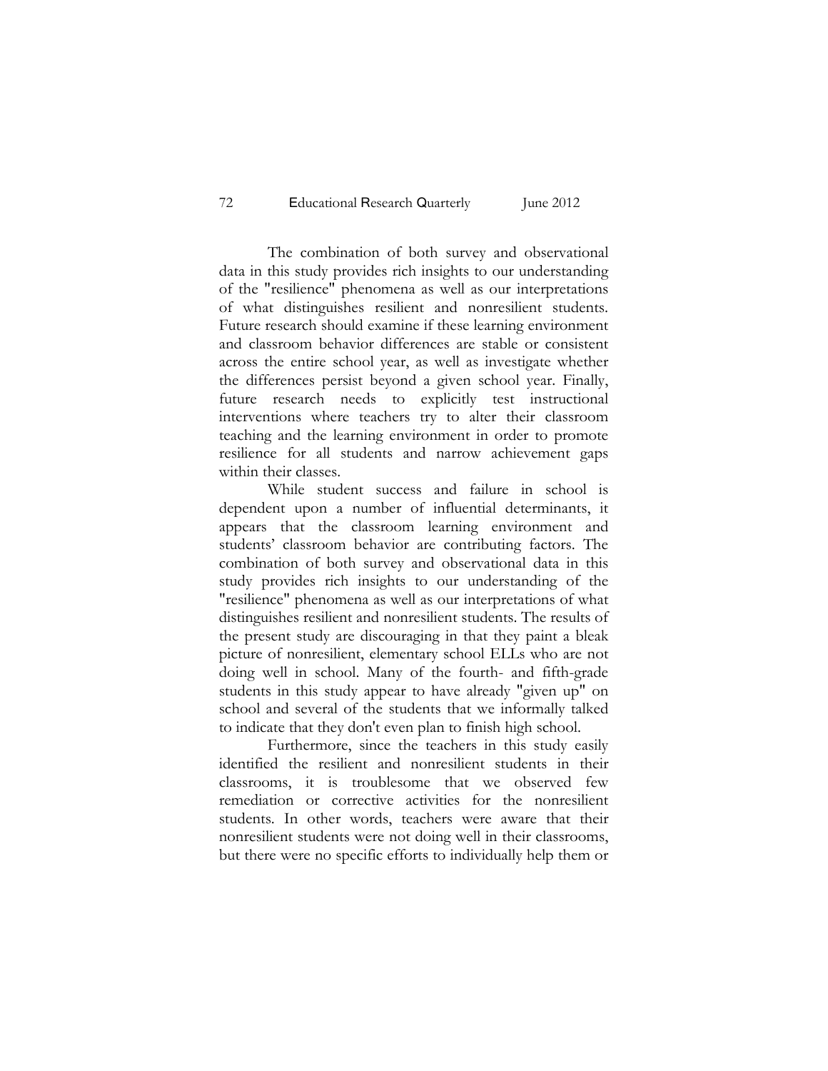The combination of both survey and observational data in this study provides rich insights to our understanding of the "resilience" phenomena as well as our interpretations of what distinguishes resilient and nonresilient students. Future research should examine if these learning environment and classroom behavior differences are stable or consistent across the entire school year, as well as investigate whether the differences persist beyond a given school year. Finally, future research needs to explicitly test instructional interventions where teachers try to alter their classroom teaching and the learning environment in order to promote resilience for all students and narrow achievement gaps within their classes.

While student success and failure in school is dependent upon a number of influential determinants, it appears that the classroom learning environment and students' classroom behavior are contributing factors. The combination of both survey and observational data in this study provides rich insights to our understanding of the "resilience" phenomena as well as our interpretations of what distinguishes resilient and nonresilient students. The results of the present study are discouraging in that they paint a bleak picture of nonresilient, elementary school ELLs who are not doing well in school. Many of the fourth- and fifth-grade students in this study appear to have already "given up" on school and several of the students that we informally talked to indicate that they don't even plan to finish high school.

Furthermore, since the teachers in this study easily identified the resilient and nonresilient students in their classrooms, it is troublesome that we observed few remediation or corrective activities for the nonresilient students. In other words, teachers were aware that their nonresilient students were not doing well in their classrooms, but there were no specific efforts to individually help them or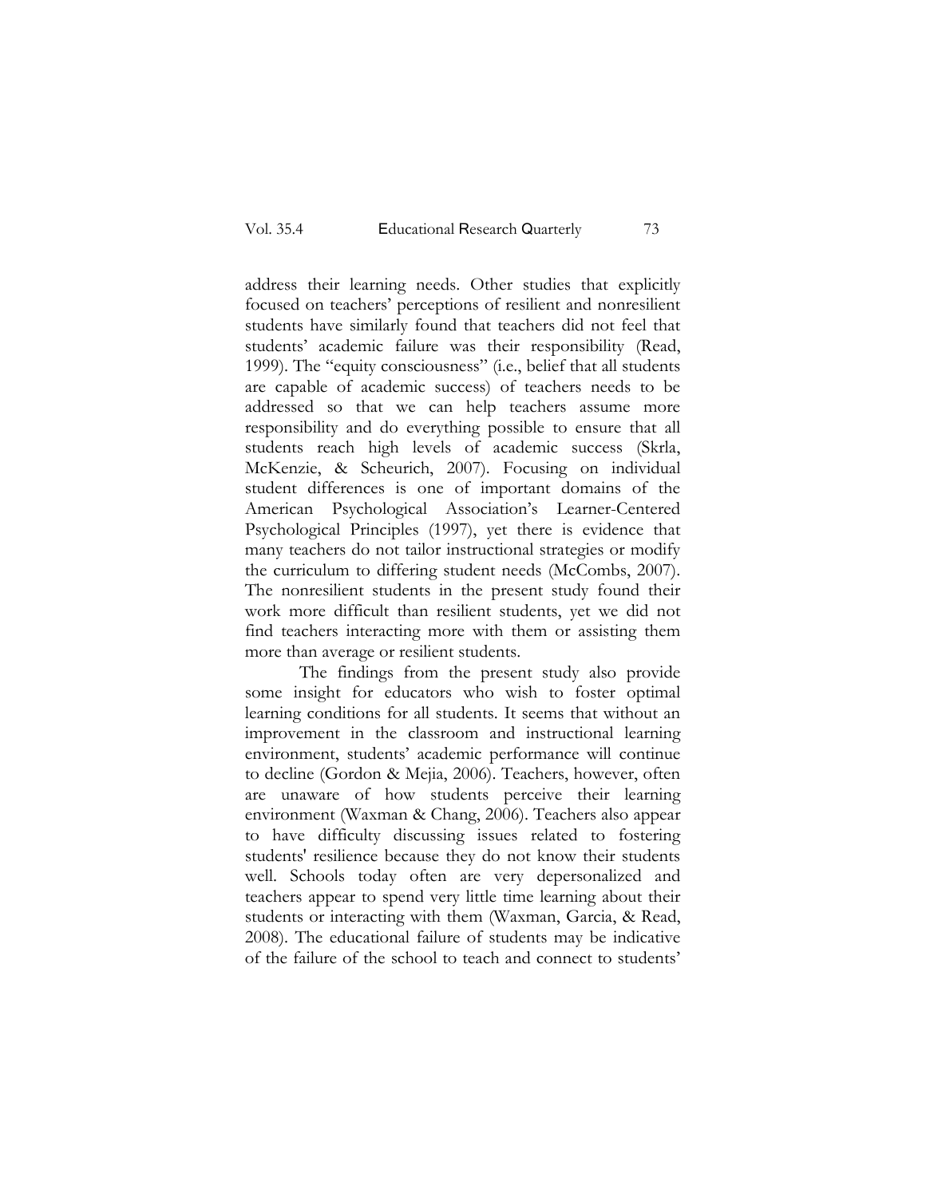address their learning needs. Other studies that explicitly focused on teachers' perceptions of resilient and nonresilient students have similarly found that teachers did not feel that students' academic failure was their responsibility (Read, 1999). The "equity consciousness" (i.e., belief that all students are capable of academic success) of teachers needs to be addressed so that we can help teachers assume more responsibility and do everything possible to ensure that all students reach high levels of academic success (Skrla, McKenzie, & Scheurich, 2007). Focusing on individual student differences is one of important domains of the American Psychological Association's Learner-Centered Psychological Principles (1997), yet there is evidence that many teachers do not tailor instructional strategies or modify the curriculum to differing student needs (McCombs, 2007). The nonresilient students in the present study found their work more difficult than resilient students, yet we did not find teachers interacting more with them or assisting them more than average or resilient students.

The findings from the present study also provide some insight for educators who wish to foster optimal learning conditions for all students. It seems that without an improvement in the classroom and instructional learning environment, students' academic performance will continue to decline (Gordon & Mejia, 2006). Teachers, however, often are unaware of how students perceive their learning environment (Waxman & Chang, 2006). Teachers also appear to have difficulty discussing issues related to fostering students' resilience because they do not know their students well. Schools today often are very depersonalized and teachers appear to spend very little time learning about their students or interacting with them (Waxman, Garcia, & Read, 2008). The educational failure of students may be indicative of the failure of the school to teach and connect to students'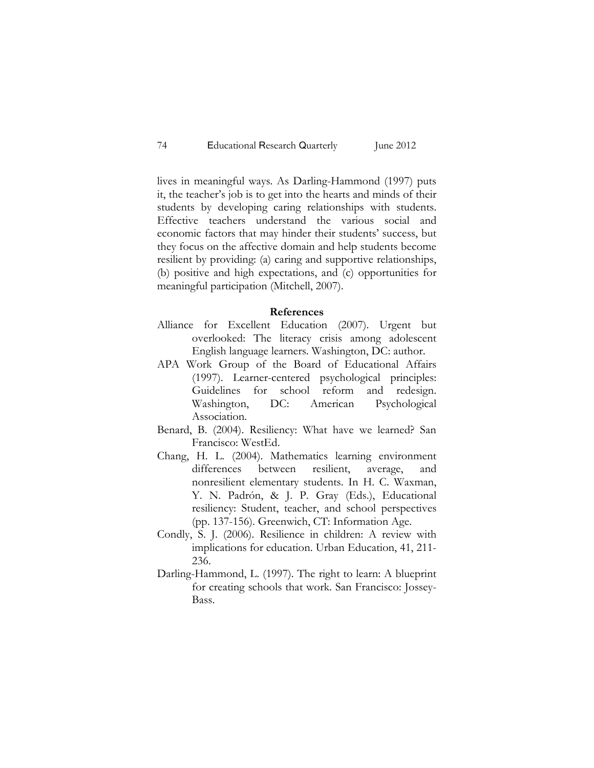lives in meaningful ways. As Darling-Hammond (1997) puts it, the teacher's job is to get into the hearts and minds of their students by developing caring relationships with students. Effective teachers understand the various social and economic factors that may hinder their students' success, but they focus on the affective domain and help students become resilient by providing: (a) caring and supportive relationships, (b) positive and high expectations, and (c) opportunities for meaningful participation (Mitchell, 2007).

## References

Alliance for Excellent Education (2007). Urgent but overlooked: The literacy crisis among adolescent English language learners. Washington, DC: author.

APA Work Group of the Board of Educational Affairs (1997). Learner-centered psychological principles: Guidelines for school reform and redesign. Washington, DC: American Psychological Association.

Benard, B. (2004). Resiliency: What have we learned? San Francisco: WestEd.

Chang, H. L. (2004). Mathematics learning environment differences between resilient, average, and nonresilient elementary students. In H. C. Waxman, Y. N. Padrón, & J. P. Gray (Eds.), Educational resiliency: Student, teacher, and school perspectives (pp. 137-156). Greenwich, CT: Information Age.

Condly, S. J. (2006). Resilience in children: A review with implications for education. Urban Education, 41, 211-236.

Darling-Hammond, L. (1997). The right to learn: A blueprint for creating schools that work. San Francisco: Jossey-Bass.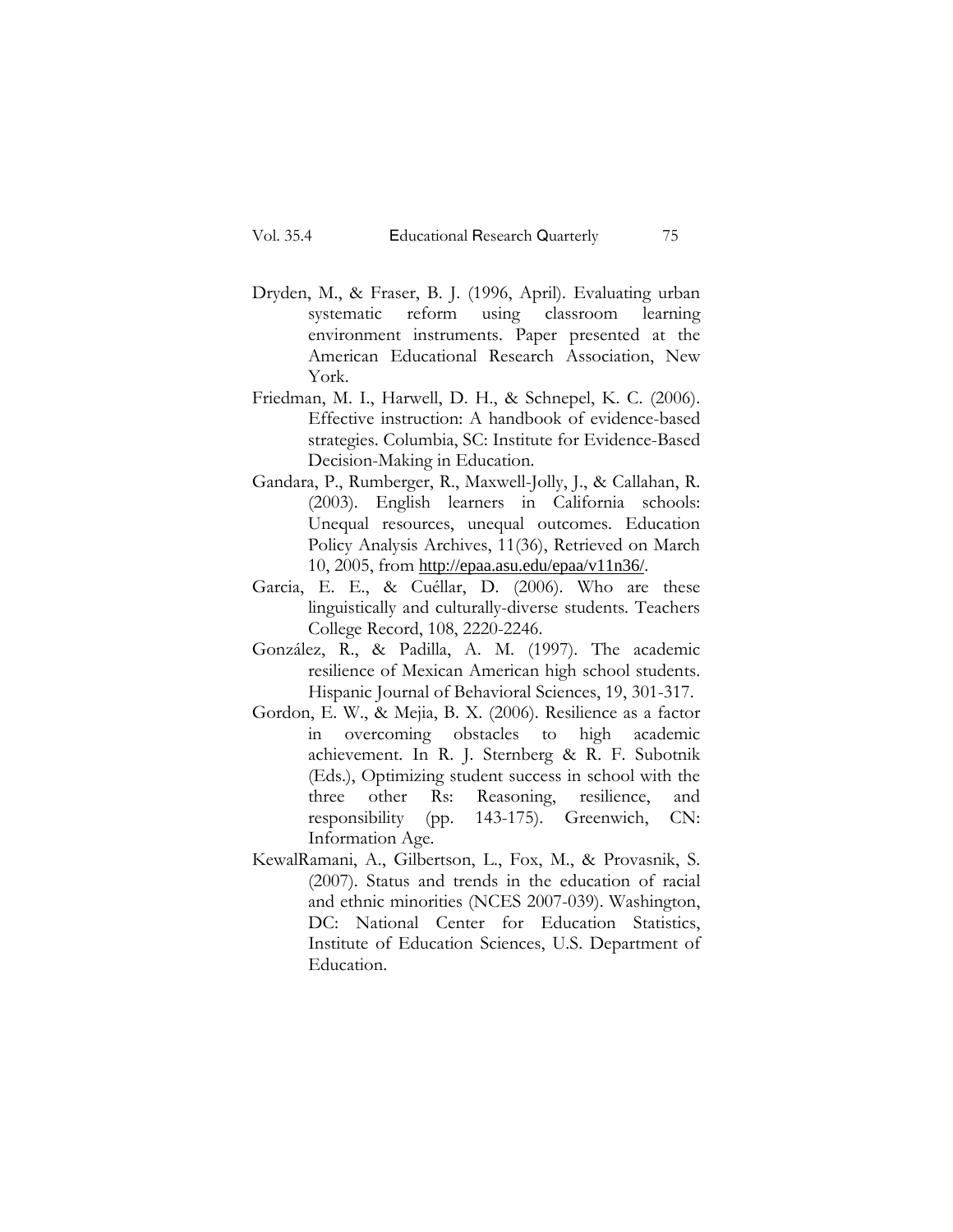Dryden, M., & Fraser, B. J. (1996, April). Evaluating urban systematic reform using classroom learning environment instruments. Paper presented at the American Educational Research Association, New York.

Friedman, M. I., Harwell, D. H., & Schnepel, K. C. (2006). Effective instruction: A handbook of evidence-based strategies. Columbia, SC: Institute for Evidence-Based Decision-Making in Education.

Gandara, P., Rumberger, R., Maxwell-Jolly, J., & Callahan, R. (2003). English learners in California schools: Unequal resources, unequal outcomes. Education Policy Analysis Archives, 11(36), Retrieved on March 10, 2005, from http://epaa.asu.edu/epaa/v11n36/.

Garcia, E. E., & Cuéllar, D. (2006). Who are these linguistically and culturally-diverse students. Teachers College Record, 108, 2220-2246.

González, R., & Padilla, A. M. (1997). The academic resilience of Mexican American high school students. Hispanic Journal of Behavioral Sciences, 19, 301-317.

Gordon, E. W., & Mejia, B. X. (2006). Resilience as a factor in overcoming obstacles to high academic achievement. In R. J. Sternberg & R. F. Subotnik (Eds.), Optimizing student success in school with the three other Rs: Reasoning, resilience, and responsibility (pp. 143-175). Greenwich, CN: Information Age.

KewalRamani, A., Gilbertson, L., Fox, M., & Provasnik, S. (2007). Status and trends in the education of racial and ethnic minorities (NCES 2007-039). Washington, DC: National Center for Education Statistics, Institute of Education Sciences, U.S. Department of Education.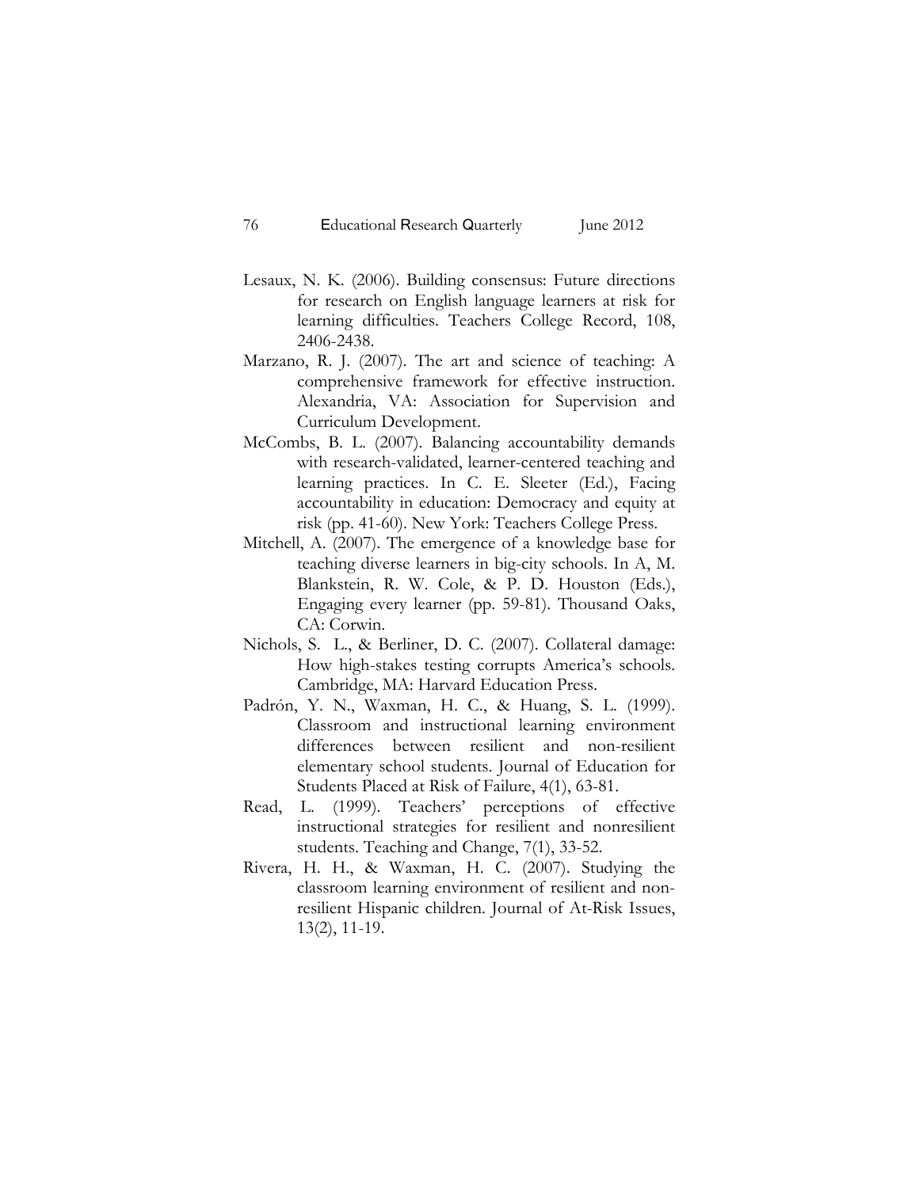Lesaux, N. K. (2006). Building consensus: Future directions for research on English language learners at risk for learning difficulties. Teachers College Record, 108, 2406-2438.

Marzano, R. J. (2007). The art and science of teaching: A comprehensive framework for effective instruction. Alexandria, VA: Association for Supervision and Curriculum Development.

McCombs, B. L. (2007). Balancing accountability demands with research-validated, learner-centered teaching and learning practices. In C. E. Sleeter (Ed.), Facing accountability in education: Democracy and equity at risk (pp. 41-60). New York: Teachers College Press.

Mitchell, A. (2007). The emergence of a knowledge base for teaching diverse learners in big-city schools. In A, M. Blankstein, R. W. Cole, & P. D. Houston (Eds.), Engaging every learner (pp. 59-81). Thousand Oaks, CA: Corwin.

Nichols, S. L., & Berliner, D. C. (2007). Collateral damage: How high-stakes testing corrupts America's schools. Cambridge, MA: Harvard Education Press.

Padrón, Y. N., Waxman, H. C., & Huang, S. L. (1999). Classroom and instructional learning environment differences between resilient and non-resilient elementary school students. Journal of Education for Students Placed at Risk of Failure, 4(1), 63-81.

Read, L. (1999). Teachers' perceptions of effective instructional strategies for resilient and nonresilient students. Teaching and Change, 7(1), 33-52.

Rivera, H. H., & Waxman, H. C. (2007). Studying the classroom learning environment of resilient and non-resilient Hispanic children. Journal of At-Risk Issues, 13(2), 11-19.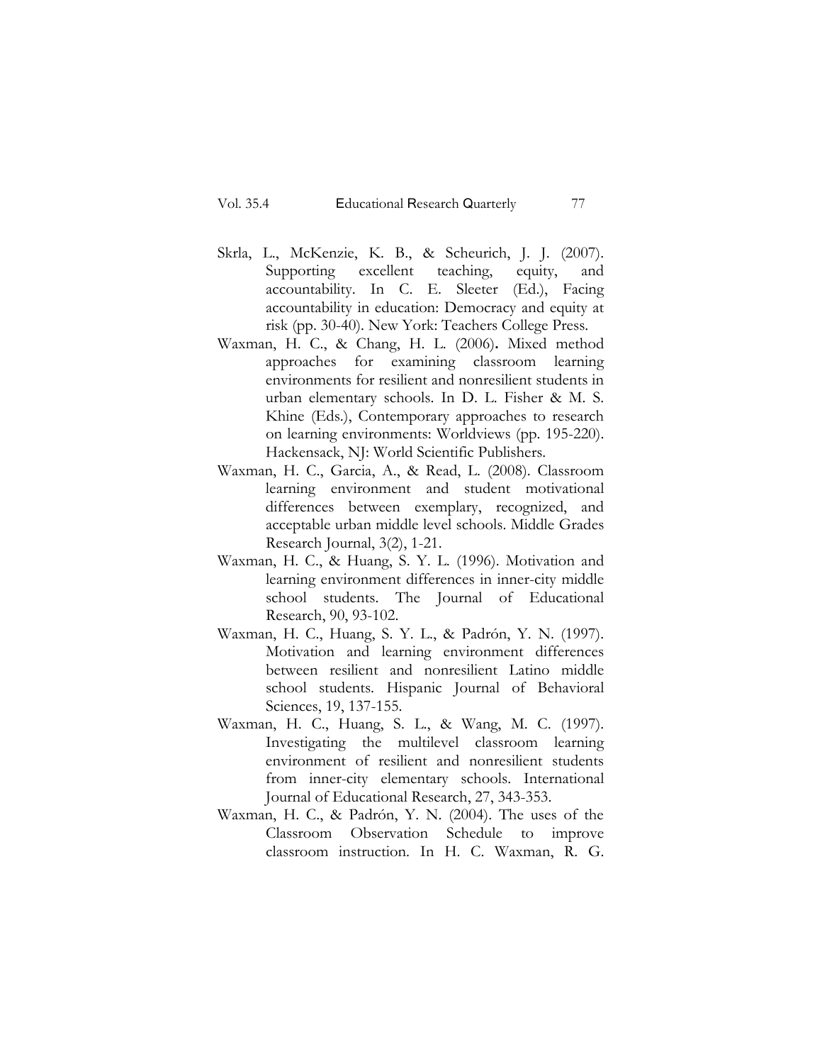Skrla, L., McKenzie, K. B., & Scheurich, J. J. (2007). Supporting excellent teaching, equity, and accountability. In C. E. Sleeter (Ed.), Facing accountability in education: Democracy and equity at risk (pp. 30-40). New York: Teachers College Press.

Waxman, H. C., & Chang, H. L. (2006). Mixed method approaches for examining classroom learning environments for resilient and nonresilient students in urban elementary schools. In D. L. Fisher & M. S. Khine (Eds.), Contemporary approaches to research on learning environments: Worldviews (pp. 195-220). Hackensack, NJ: World Scientific Publishers.

Waxman, H. C., Garcia, A., & Read, L. (2008). Classroom learning environment and student motivational differences between exemplary, recognized, and acceptable urban middle level schools. Middle Grades Research Journal, 3(2), 1-21.

Waxman, H. C., & Huang, S. Y. L. (1996). Motivation and learning environment differences in inner-city middle school students. The Journal of Educational Research, 90, 93-102.

Waxman, H. C., Huang, S. Y. L., & Padrón, Y. N. (1997). Motivation and learning environment differences between resilient and nonresilient Latino middle school students. Hispanic Journal of Behavioral Sciences, 19, 137-155.

Waxman, H. C., Huang, S. L., & Wang, M. C. (1997). Investigating the multilevel classroom learning environment of resilient and nonresilient students from inner-city elementary schools. International Journal of Educational Research, 27, 343-353.

Waxman, H. C., & Padrón, Y. N. (2004). The uses of the Classroom Observation Schedule to improve classroom instruction. In H. C. Waxman, R. G.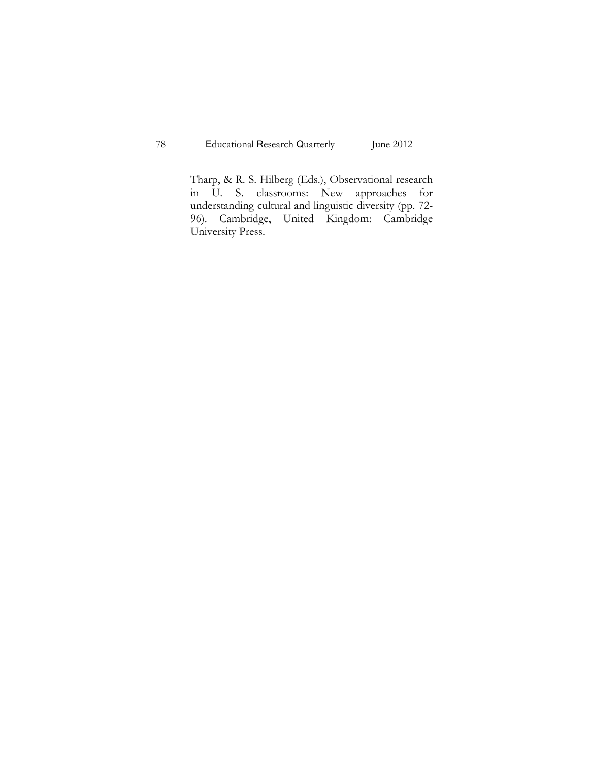Tharp, & R. S. Hilberg (Eds.), Observational research in U. S. classrooms: New approaches for understanding cultural and linguistic diversity (pp. 72-96). Cambridge, United Kingdom: Cambridge University Press.